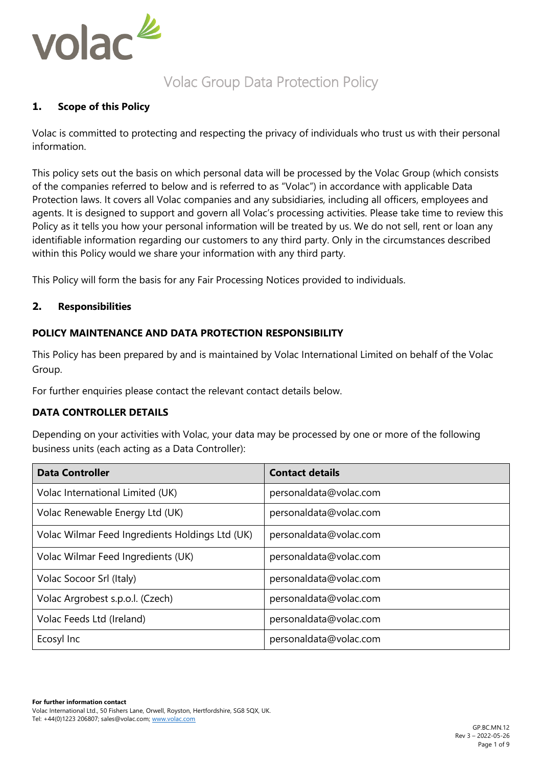# Volac Group Data Protection Policy

## 1. Scope of this Policy

Volac is committed to protecting and respecting the privacy of individuals who trust us with their personal information.

This policy sets out the basis on which personal data will be processed by the Volac Group (which consists of the companies referred to below and is referred to as "Volac") in accordance with applicable Data Protection laws. It covers all Volac companies and any subsidiaries, including all officers, employees and agents. It is designed to support and govern all Volac's processing activities. Please take time to review this Policy as it tells you how your personal information will be treated by us. We do not sell, rent or loan any identifiable information regarding our customers to any third party. Only in the circumstances described within this Policy would we share your information with any third party.

This Policy will form the basis for any Fair Processing Notices provided to individuals.

## 2. Responsibilities

### POLICY MAINTENANCE AND DATA PROTECTION RESPONSIBILITY

This Policy has been prepared by and is maintained by Volac International Limited on behalf of the Volac Group.

For further enquiries please contact the relevant contact details below.

### DATA CONTROLLER DETAILS

Depending on your activities with Volac, your data may be processed by one or more of the following business units (each acting as a Data Controller):

| Data Controller | Contact details |
|---|---|
| Volac International Limited (UK) | personaldata@volac.com |
| Volac Renewable Energy Ltd (UK) | personaldata@volac.com |
| Volac Wilmar Feed Ingredients Holdings Ltd (UK) | personaldata@volac.com |
| Volac Wilmar Feed Ingredients (UK) | personaldata@volac.com |
| Volac Socoor Srl (Italy) | personaldata@volac.com |
| Volac Argrobest s.p.o.l. (Czech) | personaldata@volac.com |
| Volac Feeds Ltd (Ireland) | personaldata@volac.com |
| Ecosyl Inc | personaldata@volac.com |

**For further information contact**
Volac International Ltd., 50 Fishers Lane, Orwell, Royston, Hertfordshire, SG8 5QX, UK.
Tel: +44(0)1223 206807; sales@volac.com; www.volac.com

GP.BC.MN.12
Rev 3 – 2022-05-26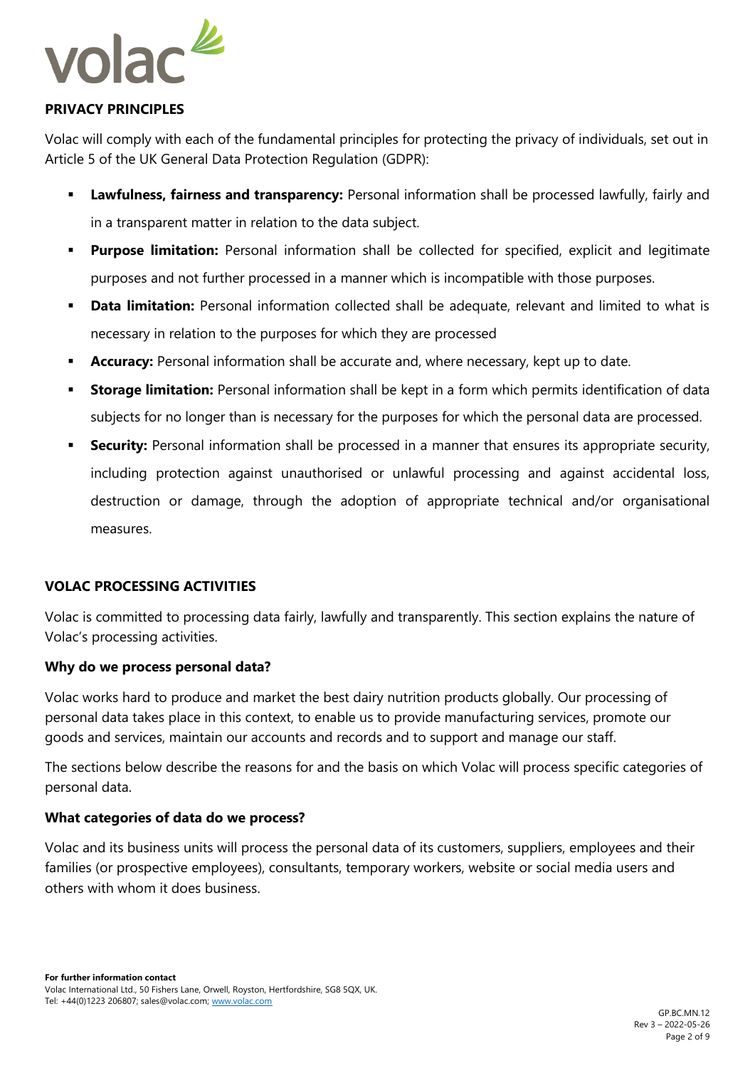## PRIVACY PRINCIPLES

Volac will comply with each of the fundamental principles for protecting the privacy of individuals, set out in Article 5 of the UK General Data Protection Regulation (GDPR):

- **Lawfulness, fairness and transparency:** Personal information shall be processed lawfully, fairly and in a transparent matter in relation to the data subject.
- **Purpose limitation:** Personal information shall be collected for specified, explicit and legitimate purposes and not further processed in a manner which is incompatible with those purposes.
- **Data limitation:** Personal information collected shall be adequate, relevant and limited to what is necessary in relation to the purposes for which they are processed
- **Accuracy:** Personal information shall be accurate and, where necessary, kept up to date.
- **Storage limitation:** Personal information shall be kept in a form which permits identification of data subjects for no longer than is necessary for the purposes for which the personal data are processed.
- **Security:** Personal information shall be processed in a manner that ensures its appropriate security, including protection against unauthorised or unlawful processing and against accidental loss, destruction or damage, through the adoption of appropriate technical and/or organisational measures.

## VOLAC PROCESSING ACTIVITIES

Volac is committed to processing data fairly, lawfully and transparently. This section explains the nature of Volac's processing activities.

### Why do we process personal data?

Volac works hard to produce and market the best dairy nutrition products globally. Our processing of personal data takes place in this context, to enable us to provide manufacturing services, promote our goods and services, maintain our accounts and records and to support and manage our staff.

The sections below describe the reasons for and the basis on which Volac will process specific categories of personal data.

### What categories of data do we process?

Volac and its business units will process the personal data of its customers, suppliers, employees and their families (or prospective employees), consultants, temporary workers, website or social media users and others with whom it does business.

**For further information contact**
Volac International Ltd., 50 Fishers Lane, Orwell, Royston, Hertfordshire, SG8 5QX, UK.
Tel: +44(0)1223 206807; sales@volac.com; www.volac.com

GP.BC.MN.12
Rev 3 – 2022-05-26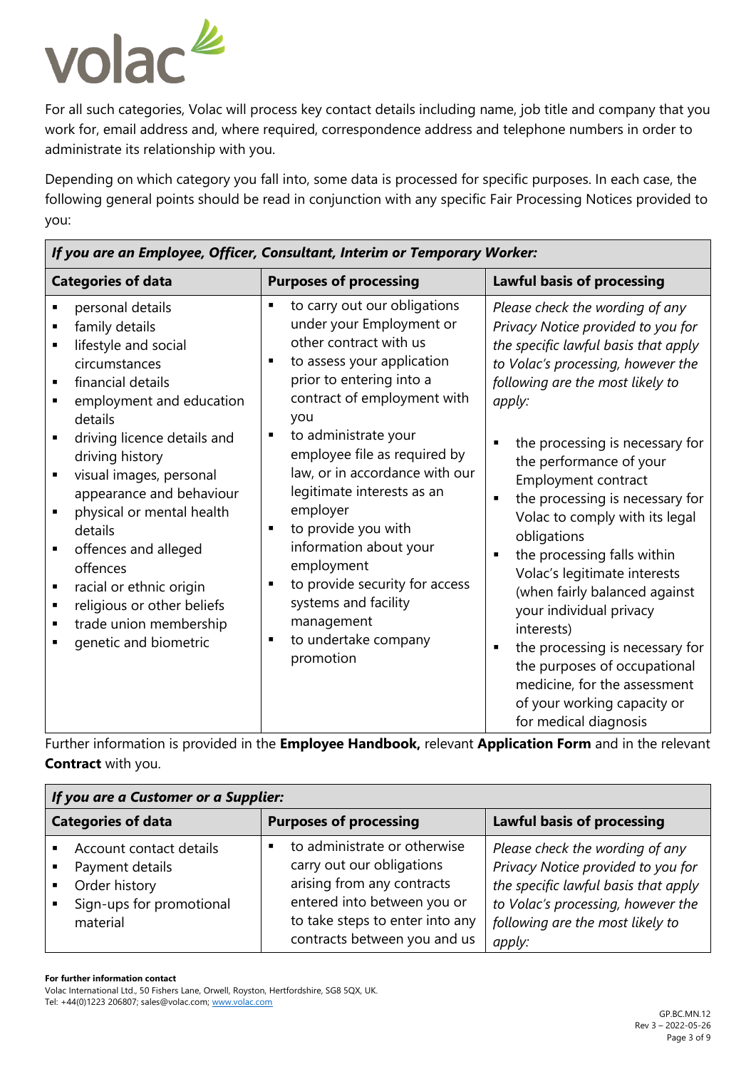For all such categories, Volac will process key contact details including name, job title and company that you work for, email address and, where required, correspondence address and telephone numbers in order to administrate its relationship with you.

Depending on which category you fall into, some data is processed for specific purposes. In each case, the following general points should be read in conjunction with any specific Fair Processing Notices provided to you:

| ***If you are an Employee, Officer, Consultant, Interim or Temporary Worker:*** | | |
|---|---|---|
| **Categories of data** | **Purposes of processing** | **Lawful basis of processing** |
| ▪ personal details<br>▪ family details<br>▪ lifestyle and social circumstances<br>▪ financial details<br>▪ employment and education details<br>▪ driving licence details and driving history<br>▪ visual images, personal appearance and behaviour<br>▪ physical or mental health details<br>▪ offences and alleged offences<br>▪ racial or ethnic origin<br>▪ religious or other beliefs<br>▪ trade union membership<br>▪ genetic and biometric | ▪ to carry out our obligations under your Employment or other contract with us<br>▪ to assess your application prior to entering into a contract of employment with you<br>▪ to administrate your employee file as required by law, or in accordance with our legitimate interests as an employer<br>▪ to provide you with information about your employment<br>▪ to provide security for access systems and facility management<br>▪ to undertake company promotion | *Please check the wording of any Privacy Notice provided to you for the specific lawful basis that apply to Volac's processing, however the following are the most likely to apply:*<br><br>▪ the processing is necessary for the performance of your Employment contract<br>▪ the processing is necessary for Volac to comply with its legal obligations<br>▪ the processing falls within Volac's legitimate interests (when fairly balanced against your individual privacy interests)<br>▪ the processing is necessary for the purposes of occupational medicine, for the assessment of your working capacity or for medical diagnosis |

Further information is provided in the **Employee Handbook,** relevant **Application Form** and in the relevant **Contract** with you.

| ***If you are a Customer or a Supplier:*** | | |
|---|---|---|
| **Categories of data** | **Purposes of processing** | **Lawful basis of processing** |
| ▪ Account contact details<br>▪ Payment details<br>▪ Order history<br>▪ Sign-ups for promotional material | ▪ to administrate or otherwise carry out our obligations arising from any contracts entered into between you or to take steps to enter into any contracts between you and us | *Please check the wording of any Privacy Notice provided to you for the specific lawful basis that apply to Volac's processing, however the following are the most likely to apply:* |

**For further information contact**
Volac International Ltd., 50 Fishers Lane, Orwell, Royston, Hertfordshire, SG8 5QX, UK.
Tel: +44(0)1223 206807; sales@volac.com; www.volac.com

GP.BC.MN.12
Rev 3 – 2022-05-26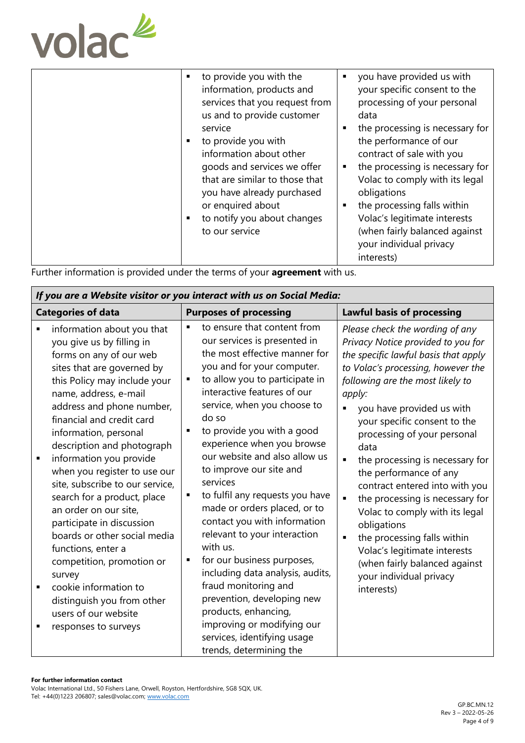| | | |
|---|---|---|
| | ▪ to provide you with the information, products and services that you request from us and to provide customer service<br>▪ to provide you with information about other goods and services we offer that are similar to those that you have already purchased or enquired about<br>▪ to notify you about changes to our service | ▪ you have provided us with your specific consent to the processing of your personal data<br>▪ the processing is necessary for the performance of our contract of sale with you<br>▪ the processing is necessary for Volac to comply with its legal obligations<br>▪ the processing falls within Volac's legitimate interests (when fairly balanced against your individual privacy interests) |

Further information is provided under the terms of your **agreement** with us.

| ***If you are a Website visitor or you interact with us on Social Media:*** | | |
|---|---|---|
| **Categories of data** | **Purposes of processing** | **Lawful basis of processing** |
| ▪ information about you that you give us by filling in forms on any of our web sites that are governed by this Policy may include your name, address, e-mail address and phone number, financial and credit card information, personal description and photograph<br>▪ information you provide when you register to use our site, subscribe to our service, search for a product, place an order on our site, participate in discussion boards or other social media functions, enter a competition, promotion or survey<br>▪ cookie information to distinguish you from other users of our website<br>▪ responses to surveys | ▪ to ensure that content from our services is presented in the most effective manner for you and for your computer.<br>▪ to allow you to participate in interactive features of our service, when you choose to do so<br>▪ to provide you with a good experience when you browse our website and also allow us to improve our site and services<br>▪ to fulfil any requests you have made or orders placed, or to contact you with information relevant to your interaction with us.<br>▪ for our business purposes, including data analysis, audits, fraud monitoring and prevention, developing new products, enhancing, improving or modifying our services, identifying usage trends, determining the | *Please check the wording of any Privacy Notice provided to you for the specific lawful basis that apply to Volac's processing, however the following are the most likely to apply:*<br>▪ you have provided us with your specific consent to the processing of your personal data<br>▪ the processing is necessary for the performance of any contract entered into with you<br>▪ the processing is necessary for Volac to comply with its legal obligations<br>▪ the processing falls within Volac's legitimate interests (when fairly balanced against your individual privacy interests) |

**For further information contact**
Volac International Ltd., 50 Fishers Lane, Orwell, Royston, Hertfordshire, SG8 5QX, UK.
Tel: +44(0)1223 206807; sales@volac.com; www.volac.com

GP.BC.MN.12
Rev 3 – 2022-05-26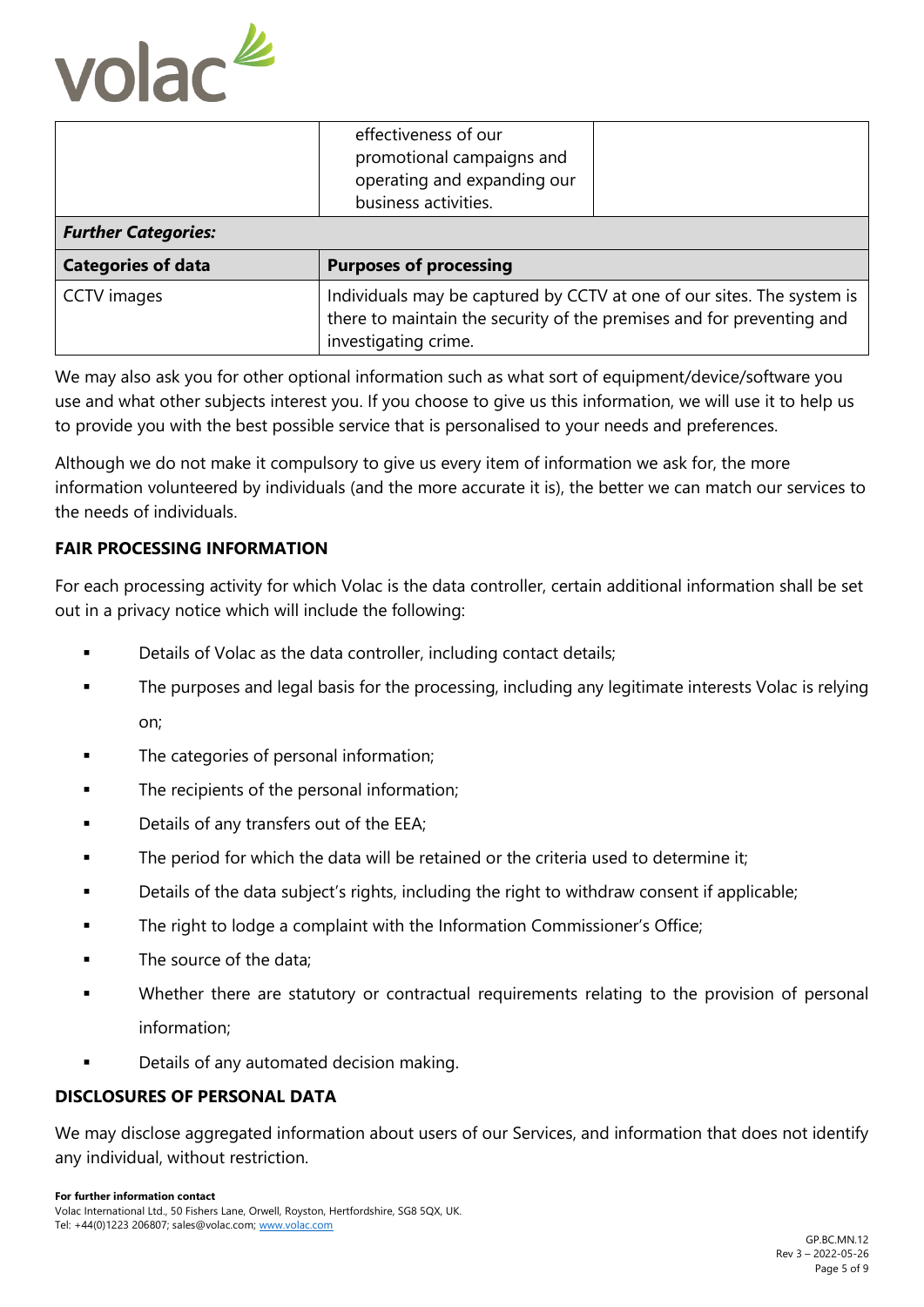| | effectiveness of our promotional campaigns and operating and expanding our business activities. | |
|---|---|---|
| ***Further Categories:*** | | |
| **Categories of data** | **Purposes of processing** | |
| CCTV images | Individuals may be captured by CCTV at one of our sites. The system is there to maintain the security of the premises and for preventing and investigating crime. | |

We may also ask you for other optional information such as what sort of equipment/device/software you use and what other subjects interest you. If you choose to give us this information, we will use it to help us to provide you with the best possible service that is personalised to your needs and preferences.

Although we do not make it compulsory to give us every item of information we ask for, the more information volunteered by individuals (and the more accurate it is), the better we can match our services to the needs of individuals.

**FAIR PROCESSING INFORMATION**

For each processing activity for which Volac is the data controller, certain additional information shall be set out in a privacy notice which will include the following:

- Details of Volac as the data controller, including contact details;
- The purposes and legal basis for the processing, including any legitimate interests Volac is relying on;
- The categories of personal information;
- The recipients of the personal information;
- Details of any transfers out of the EEA;
- The period for which the data will be retained or the criteria used to determine it;
- Details of the data subject's rights, including the right to withdraw consent if applicable;
- The right to lodge a complaint with the Information Commissioner's Office;
- The source of the data;
- Whether there are statutory or contractual requirements relating to the provision of personal information;
- Details of any automated decision making.

**DISCLOSURES OF PERSONAL DATA**

We may disclose aggregated information about users of our Services, and information that does not identify any individual, without restriction.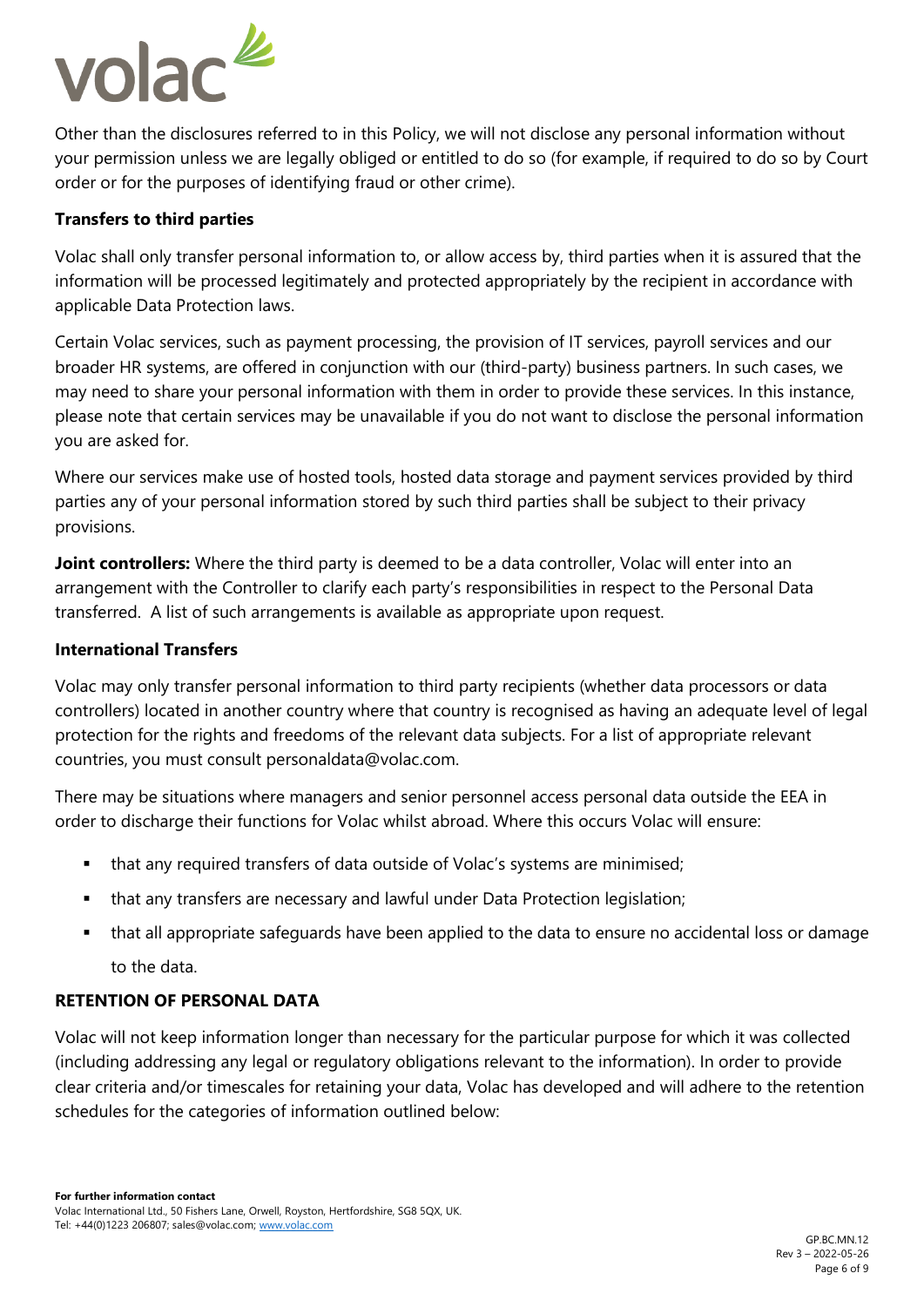Other than the disclosures referred to in this Policy, we will not disclose any personal information without your permission unless we are legally obliged or entitled to do so (for example, if required to do so by Court order or for the purposes of identifying fraud or other crime).

### Transfers to third parties

Volac shall only transfer personal information to, or allow access by, third parties when it is assured that the information will be processed legitimately and protected appropriately by the recipient in accordance with applicable Data Protection laws.

Certain Volac services, such as payment processing, the provision of IT services, payroll services and our broader HR systems, are offered in conjunction with our (third-party) business partners. In such cases, we may need to share your personal information with them in order to provide these services. In this instance, please note that certain services may be unavailable if you do not want to disclose the personal information you are asked for.

Where our services make use of hosted tools, hosted data storage and payment services provided by third parties any of your personal information stored by such third parties shall be subject to their privacy provisions.

**Joint controllers:** Where the third party is deemed to be a data controller, Volac will enter into an arrangement with the Controller to clarify each party's responsibilities in respect to the Personal Data transferred. A list of such arrangements is available as appropriate upon request.

### International Transfers

Volac may only transfer personal information to third party recipients (whether data processors or data controllers) located in another country where that country is recognised as having an adequate level of legal protection for the rights and freedoms of the relevant data subjects. For a list of appropriate relevant countries, you must consult personaldata@volac.com.

There may be situations where managers and senior personnel access personal data outside the EEA in order to discharge their functions for Volac whilst abroad. Where this occurs Volac will ensure:

- that any required transfers of data outside of Volac's systems are minimised;
- that any transfers are necessary and lawful under Data Protection legislation;
- that all appropriate safeguards have been applied to the data to ensure no accidental loss or damage to the data.

## RETENTION OF PERSONAL DATA

Volac will not keep information longer than necessary for the particular purpose for which it was collected (including addressing any legal or regulatory obligations relevant to the information). In order to provide clear criteria and/or timescales for retaining your data, Volac has developed and will adhere to the retention schedules for the categories of information outlined below: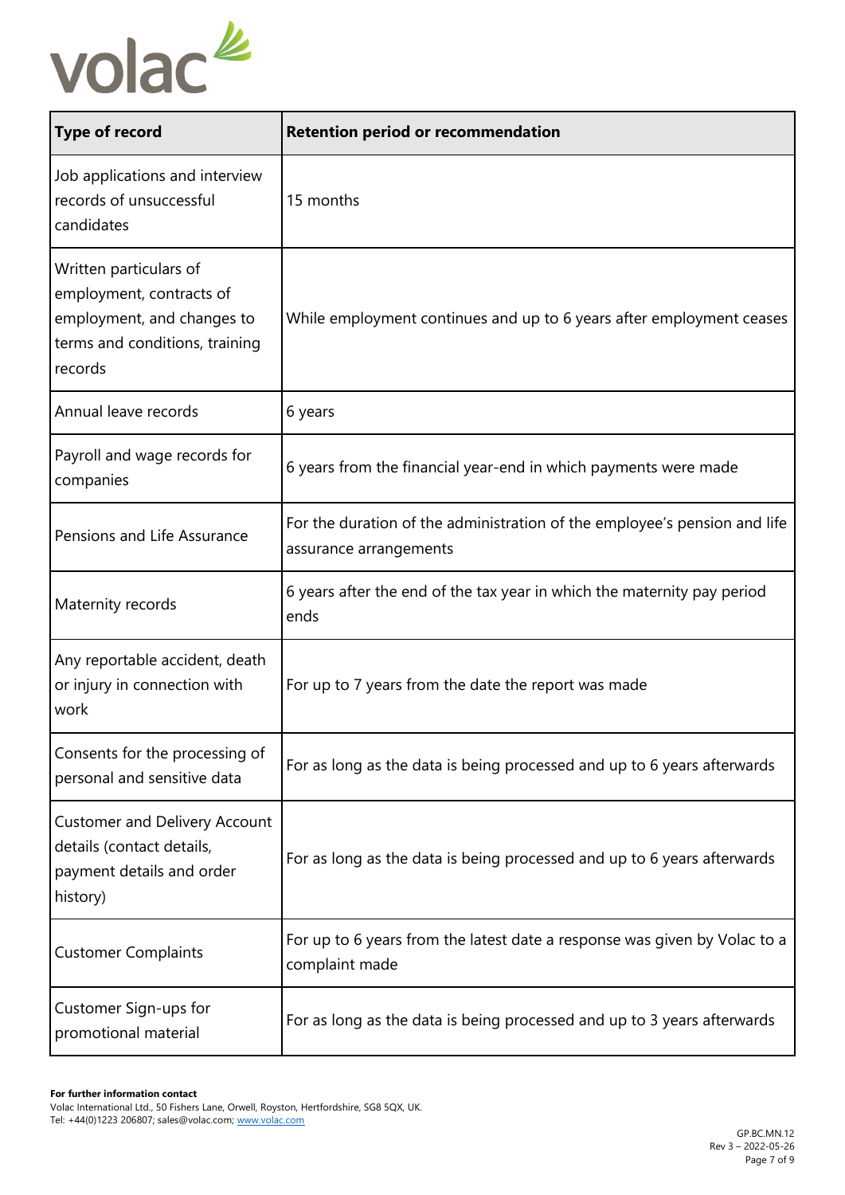| Type of record | Retention period or recommendation |
|---|---|
| Job applications and interview records of unsuccessful candidates | 15 months |
| Written particulars of employment, contracts of employment, and changes to terms and conditions, training records | While employment continues and up to 6 years after employment ceases |
| Annual leave records | 6 years |
| Payroll and wage records for companies | 6 years from the financial year-end in which payments were made |
| Pensions and Life Assurance | For the duration of the administration of the employee's pension and life assurance arrangements |
| Maternity records | 6 years after the end of the tax year in which the maternity pay period ends |
| Any reportable accident, death or injury in connection with work | For up to 7 years from the date the report was made |
| Consents for the processing of personal and sensitive data | For as long as the data is being processed and up to 6 years afterwards |
| Customer and Delivery Account details (contact details, payment details and order history) | For as long as the data is being processed and up to 6 years afterwards |
| Customer Complaints | For up to 6 years from the latest date a response was given by Volac to a complaint made |
| Customer Sign-ups for promotional material | For as long as the data is being processed and up to 3 years afterwards |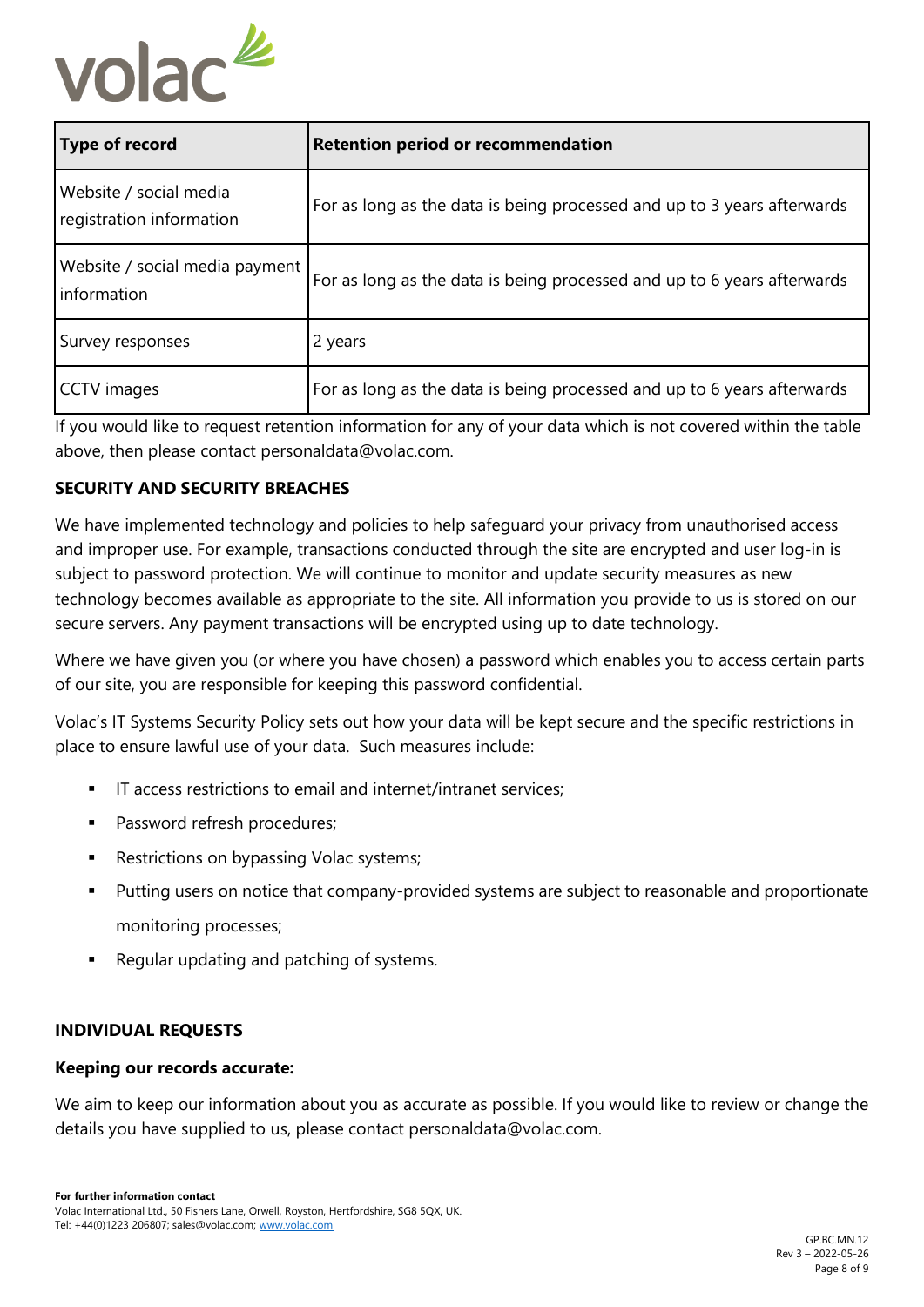| Type of record | Retention period or recommendation |
| --- | --- |
| Website / social media registration information | For as long as the data is being processed and up to 3 years afterwards |
| Website / social media payment information | For as long as the data is being processed and up to 6 years afterwards |
| Survey responses | 2 years |
| CCTV images | For as long as the data is being processed and up to 6 years afterwards |

If you would like to request retention information for any of your data which is not covered within the table above, then please contact personaldata@volac.com.

**SECURITY AND SECURITY BREACHES**

We have implemented technology and policies to help safeguard your privacy from unauthorised access and improper use. For example, transactions conducted through the site are encrypted and user log-in is subject to password protection. We will continue to monitor and update security measures as new technology becomes available as appropriate to the site. All information you provide to us is stored on our secure servers. Any payment transactions will be encrypted using up to date technology.

Where we have given you (or where you have chosen) a password which enables you to access certain parts of our site, you are responsible for keeping this password confidential.

Volac's IT Systems Security Policy sets out how your data will be kept secure and the specific restrictions in place to ensure lawful use of your data. Such measures include:

- IT access restrictions to email and internet/intranet services;
- Password refresh procedures;
- Restrictions on bypassing Volac systems;
- Putting users on notice that company-provided systems are subject to reasonable and proportionate monitoring processes;
- Regular updating and patching of systems.

**INDIVIDUAL REQUESTS**

**Keeping our records accurate:**

We aim to keep our information about you as accurate as possible. If you would like to review or change the details you have supplied to us, please contact personaldata@volac.com.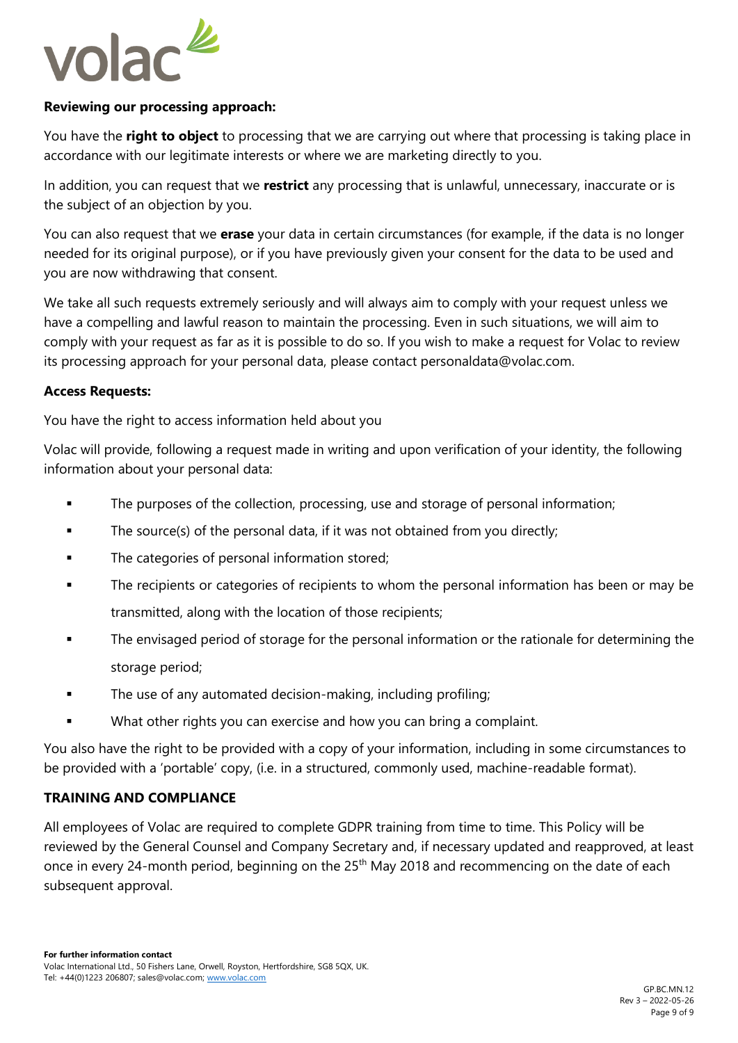**Reviewing our processing approach:**

You have the **right to object** to processing that we are carrying out where that processing is taking place in accordance with our legitimate interests or where we are marketing directly to you.

In addition, you can request that we **restrict** any processing that is unlawful, unnecessary, inaccurate or is the subject of an objection by you.

You can also request that we **erase** your data in certain circumstances (for example, if the data is no longer needed for its original purpose), or if you have previously given your consent for the data to be used and you are now withdrawing that consent.

We take all such requests extremely seriously and will always aim to comply with your request unless we have a compelling and lawful reason to maintain the processing. Even in such situations, we will aim to comply with your request as far as it is possible to do so. If you wish to make a request for Volac to review its processing approach for your personal data, please contact personaldata@volac.com.

**Access Requests:**

You have the right to access information held about you

Volac will provide, following a request made in writing and upon verification of your identity, the following information about your personal data:

- The purposes of the collection, processing, use and storage of personal information;
- The source(s) of the personal data, if it was not obtained from you directly;
- The categories of personal information stored;
- The recipients or categories of recipients to whom the personal information has been or may be transmitted, along with the location of those recipients;
- The envisaged period of storage for the personal information or the rationale for determining the storage period;
- The use of any automated decision-making, including profiling;
- What other rights you can exercise and how you can bring a complaint.

You also have the right to be provided with a copy of your information, including in some circumstances to be provided with a 'portable' copy, (i.e. in a structured, commonly used, machine-readable format).

**TRAINING AND COMPLIANCE**

All employees of Volac are required to complete GDPR training from time to time. This Policy will be reviewed by the General Counsel and Company Secretary and, if necessary updated and reapproved, at least once in every 24-month period, beginning on the 25th May 2018 and recommencing on the date of each subsequent approval.